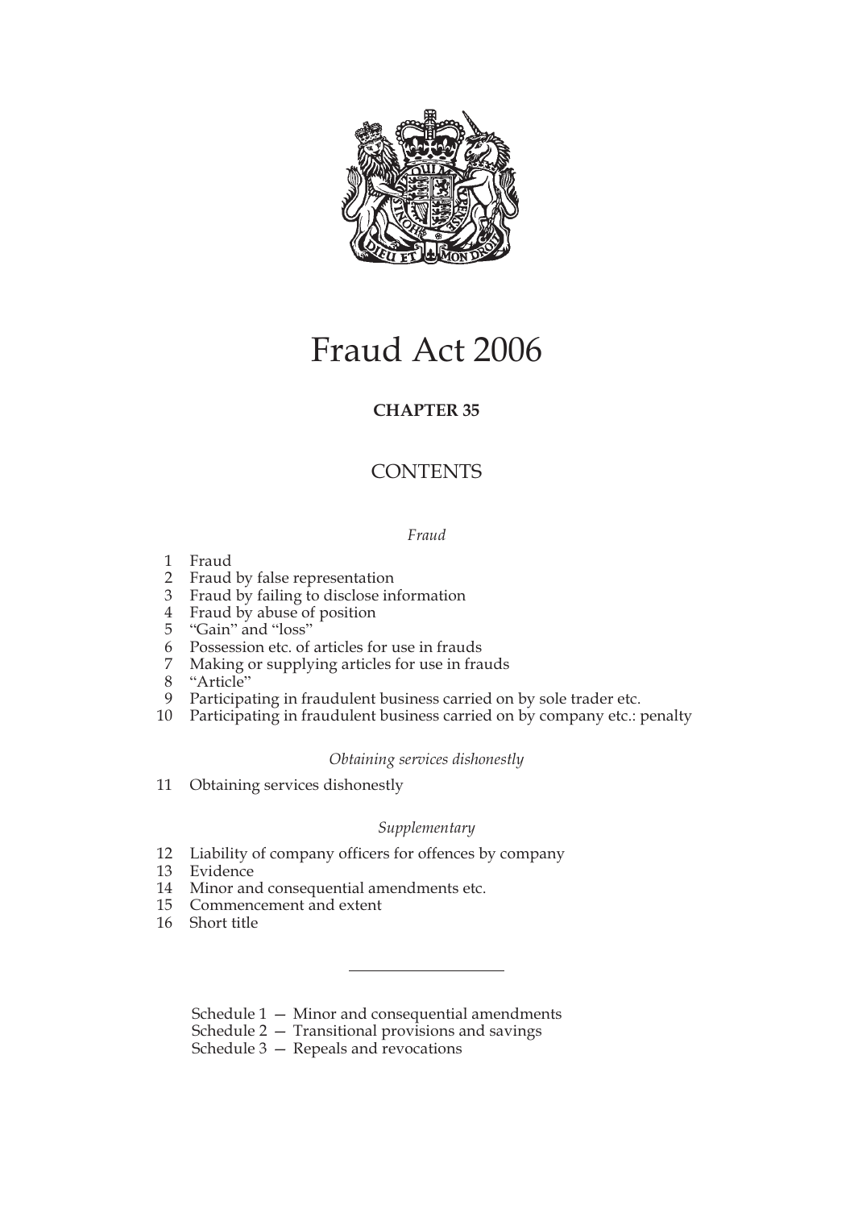# Fraud Act 2006

**CHAPTER 35**

## CONTENTS

*Fraud*

1 Fraud
2 Fraud by false representation
3 Fraud by failing to disclose information
4 Fraud by abuse of position
5 "Gain" and "loss"
6 Possession etc. of articles for use in frauds
7 Making or supplying articles for use in frauds
8 "Article"
9 Participating in fraudulent business carried on by sole trader etc.
10 Participating in fraudulent business carried on by company etc.: penalty

*Obtaining services dishonestly*

11 Obtaining services dishonestly

*Supplementary*

12 Liability of company officers for offences by company
13 Evidence
14 Minor and consequential amendments etc.
15 Commencement and extent
16 Short title

---

Schedule 1 — Minor and consequential amendments
Schedule 2 — Transitional provisions and savings
Schedule 3 — Repeals and revocations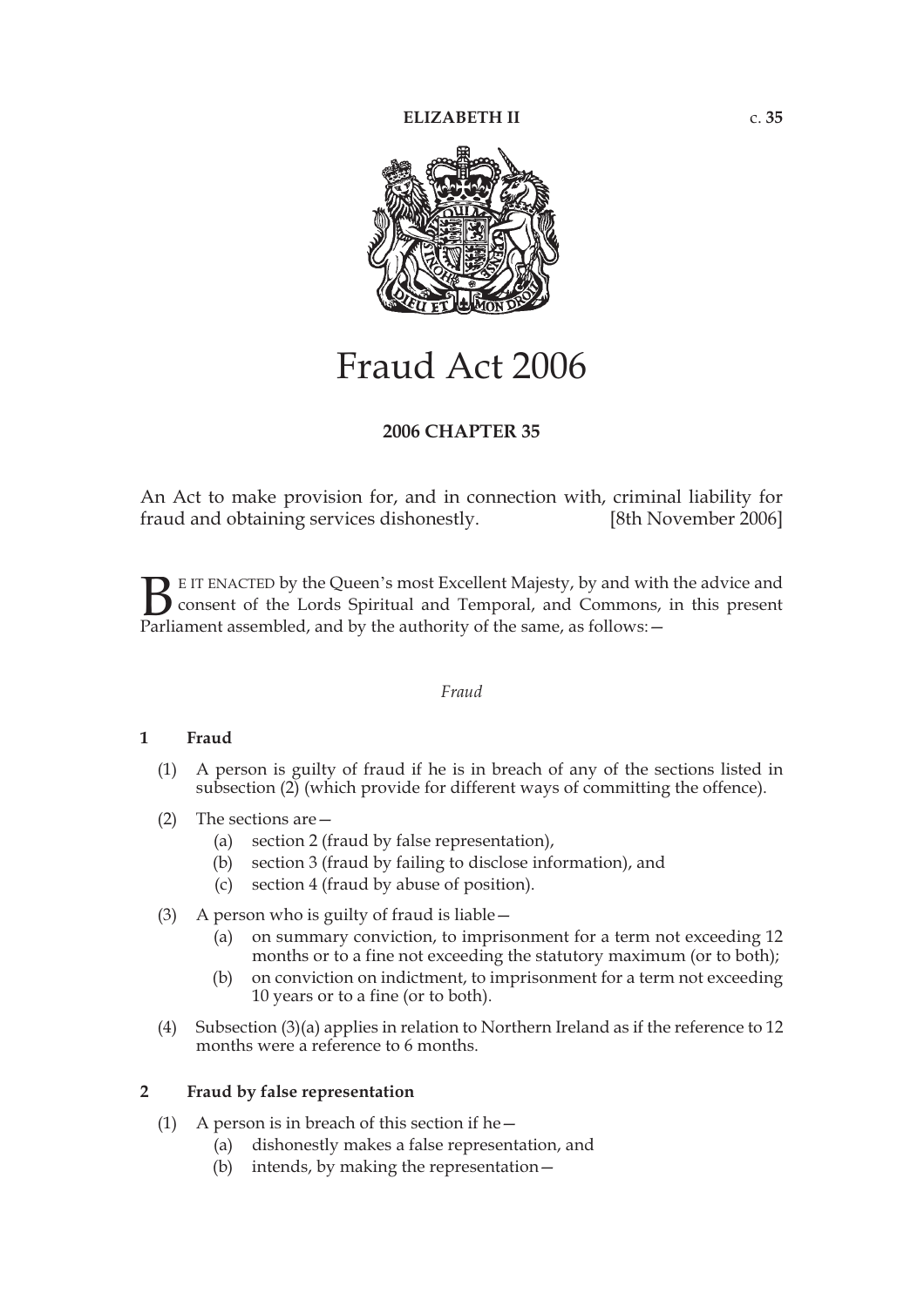ELIZABETH II c. 35

# Fraud Act 2006

**2006 CHAPTER 35**

An Act to make provision for, and in connection with, criminal liability for fraud and obtaining services dishonestly. [8th November 2006]

BE IT ENACTED by the Queen's most Excellent Majesty, by and with the advice and consent of the Lords Spiritual and Temporal, and Commons, in this present Parliament assembled, and by the authority of the same, as follows:—

*Fraud*

## 1 Fraud

(1) A person is guilty of fraud if he is in breach of any of the sections listed in subsection (2) (which provide for different ways of committing the offence).

(2) The sections are—

- (a) section 2 (fraud by false representation),
- (b) section 3 (fraud by failing to disclose information), and
- (c) section 4 (fraud by abuse of position).

(3) A person who is guilty of fraud is liable—

- (a) on summary conviction, to imprisonment for a term not exceeding 12 months or to a fine not exceeding the statutory maximum (or to both);
- (b) on conviction on indictment, to imprisonment for a term not exceeding 10 years or to a fine (or to both).

(4) Subsection (3)(a) applies in relation to Northern Ireland as if the reference to 12 months were a reference to 6 months.

## 2 Fraud by false representation

(1) A person is in breach of this section if he—

- (a) dishonestly makes a false representation, and
- (b) intends, by making the representation—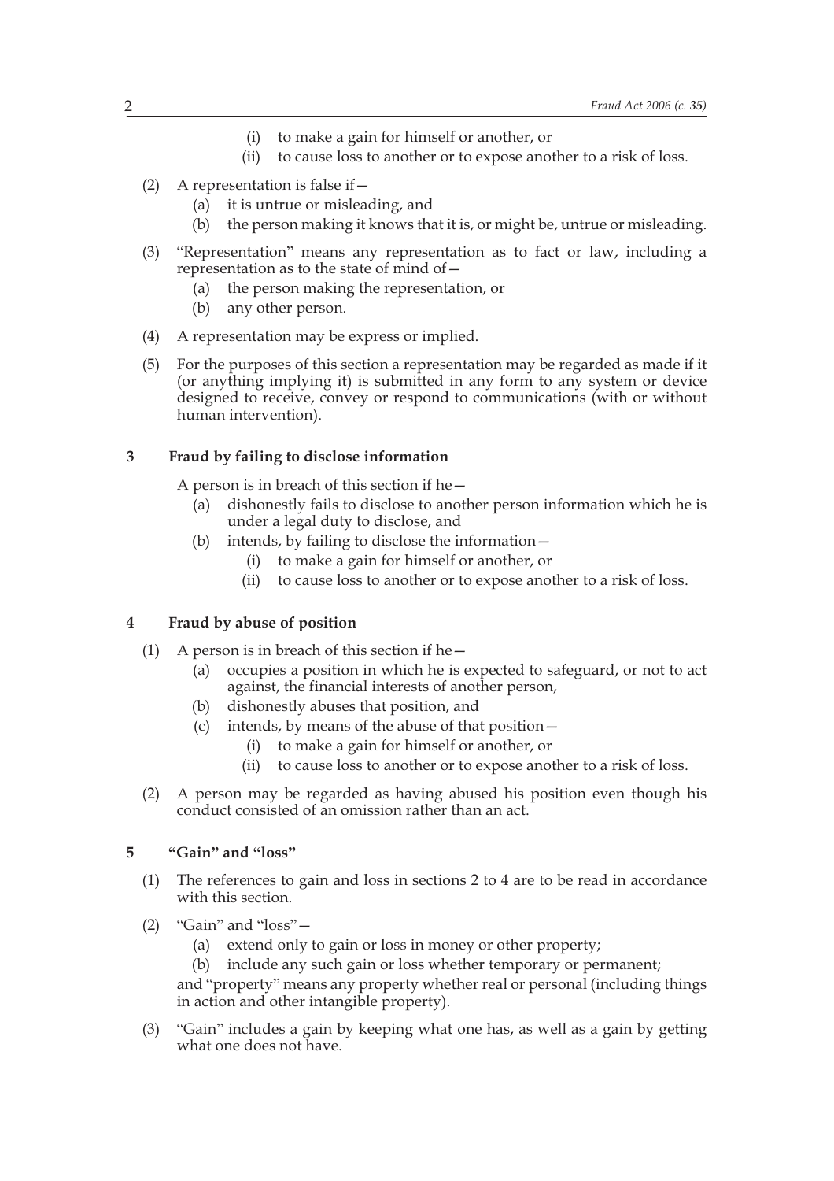(i) to make a gain for himself or another, or

(ii) to cause loss to another or to expose another to a risk of loss.

(2) A representation is false if—

(a) it is untrue or misleading, and

(b) the person making it knows that it is, or might be, untrue or misleading.

(3) "Representation" means any representation as to fact or law, including a representation as to the state of mind of—

(a) the person making the representation, or

(b) any other person.

(4) A representation may be express or implied.

(5) For the purposes of this section a representation may be regarded as made if it (or anything implying it) is submitted in any form to any system or device designed to receive, convey or respond to communications (with or without human intervention).

## 3 Fraud by failing to disclose information

A person is in breach of this section if he—

(a) dishonestly fails to disclose to another person information which he is under a legal duty to disclose, and

(b) intends, by failing to disclose the information—

(i) to make a gain for himself or another, or

(ii) to cause loss to another or to expose another to a risk of loss.

## 4 Fraud by abuse of position

(1) A person is in breach of this section if he—

(a) occupies a position in which he is expected to safeguard, or not to act against, the financial interests of another person,

(b) dishonestly abuses that position, and

(c) intends, by means of the abuse of that position—

(i) to make a gain for himself or another, or

(ii) to cause loss to another or to expose another to a risk of loss.

(2) A person may be regarded as having abused his position even though his conduct consisted of an omission rather than an act.

## 5 "Gain" and "loss"

(1) The references to gain and loss in sections 2 to 4 are to be read in accordance with this section.

(2) "Gain" and "loss"—

(a) extend only to gain or loss in money or other property;

(b) include any such gain or loss whether temporary or permanent;

and "property" means any property whether real or personal (including things in action and other intangible property).

(3) "Gain" includes a gain by keeping what one has, as well as a gain by getting what one does not have.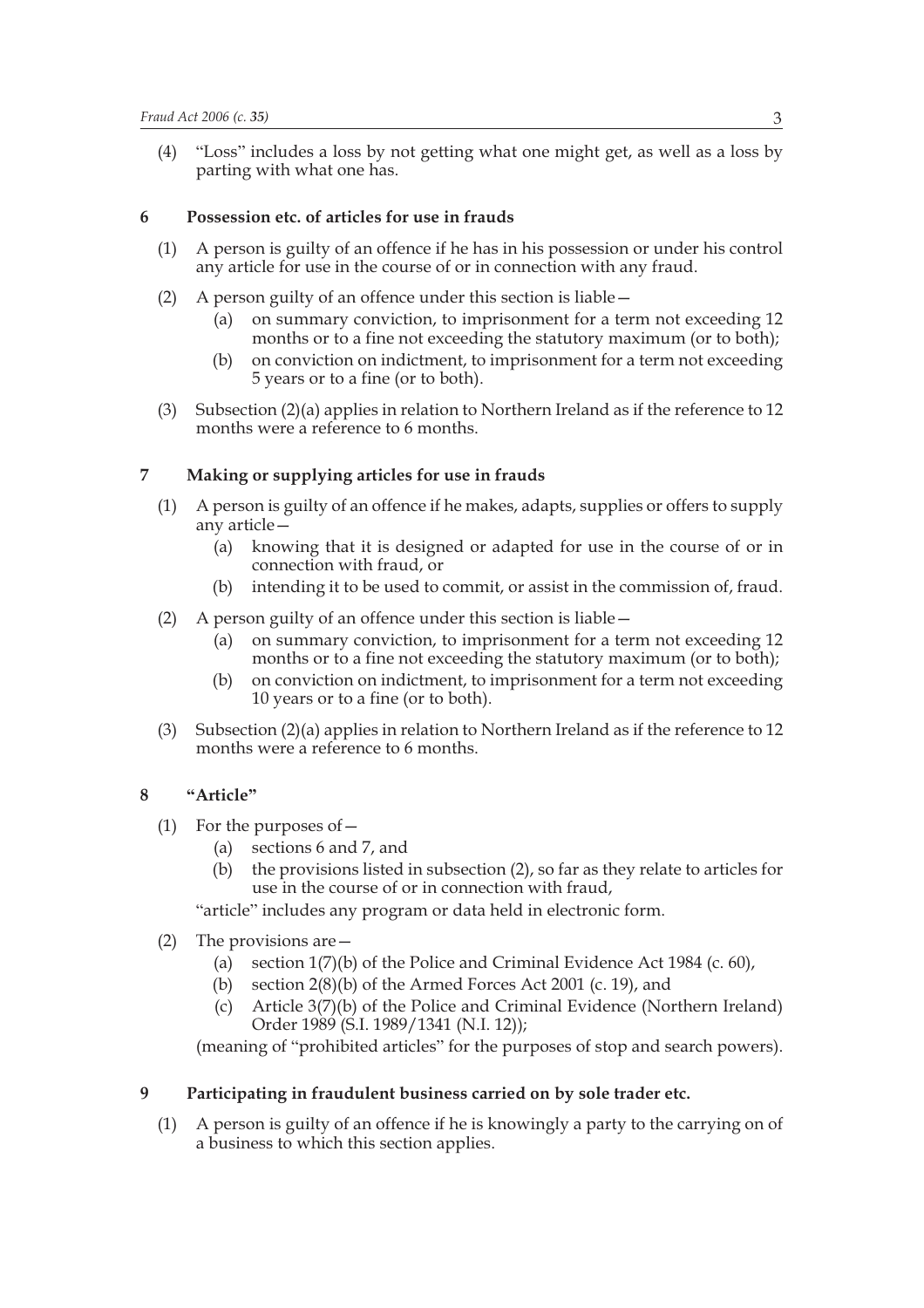(4) "Loss" includes a loss by not getting what one might get, as well as a loss by parting with what one has.

### 6 Possession etc. of articles for use in frauds

(1) A person is guilty of an offence if he has in his possession or under his control any article for use in the course of or in connection with any fraud.

(2) A person guilty of an offence under this section is liable—

- (a) on summary conviction, to imprisonment for a term not exceeding 12 months or to a fine not exceeding the statutory maximum (or to both);
- (b) on conviction on indictment, to imprisonment for a term not exceeding 5 years or to a fine (or to both).

(3) Subsection (2)(a) applies in relation to Northern Ireland as if the reference to 12 months were a reference to 6 months.

### 7 Making or supplying articles for use in frauds

(1) A person is guilty of an offence if he makes, adapts, supplies or offers to supply any article—

- (a) knowing that it is designed or adapted for use in the course of or in connection with fraud, or
- (b) intending it to be used to commit, or assist in the commission of, fraud.

(2) A person guilty of an offence under this section is liable—

- (a) on summary conviction, to imprisonment for a term not exceeding 12 months or to a fine not exceeding the statutory maximum (or to both);
- (b) on conviction on indictment, to imprisonment for a term not exceeding 10 years or to a fine (or to both).

(3) Subsection (2)(a) applies in relation to Northern Ireland as if the reference to 12 months were a reference to 6 months.

### 8 "Article"

(1) For the purposes of—

- (a) sections 6 and 7, and
- (b) the provisions listed in subsection (2), so far as they relate to articles for use in the course of or in connection with fraud,

"article" includes any program or data held in electronic form.

(2) The provisions are—

- (a) section 1(7)(b) of the Police and Criminal Evidence Act 1984 (c. 60),
- (b) section 2(8)(b) of the Armed Forces Act 2001 (c. 19), and
- (c) Article 3(7)(b) of the Police and Criminal Evidence (Northern Ireland) Order 1989 (S.I. 1989/1341 (N.I. 12));

(meaning of "prohibited articles" for the purposes of stop and search powers).

### 9 Participating in fraudulent business carried on by sole trader etc.

(1) A person is guilty of an offence if he is knowingly a party to the carrying on of a business to which this section applies.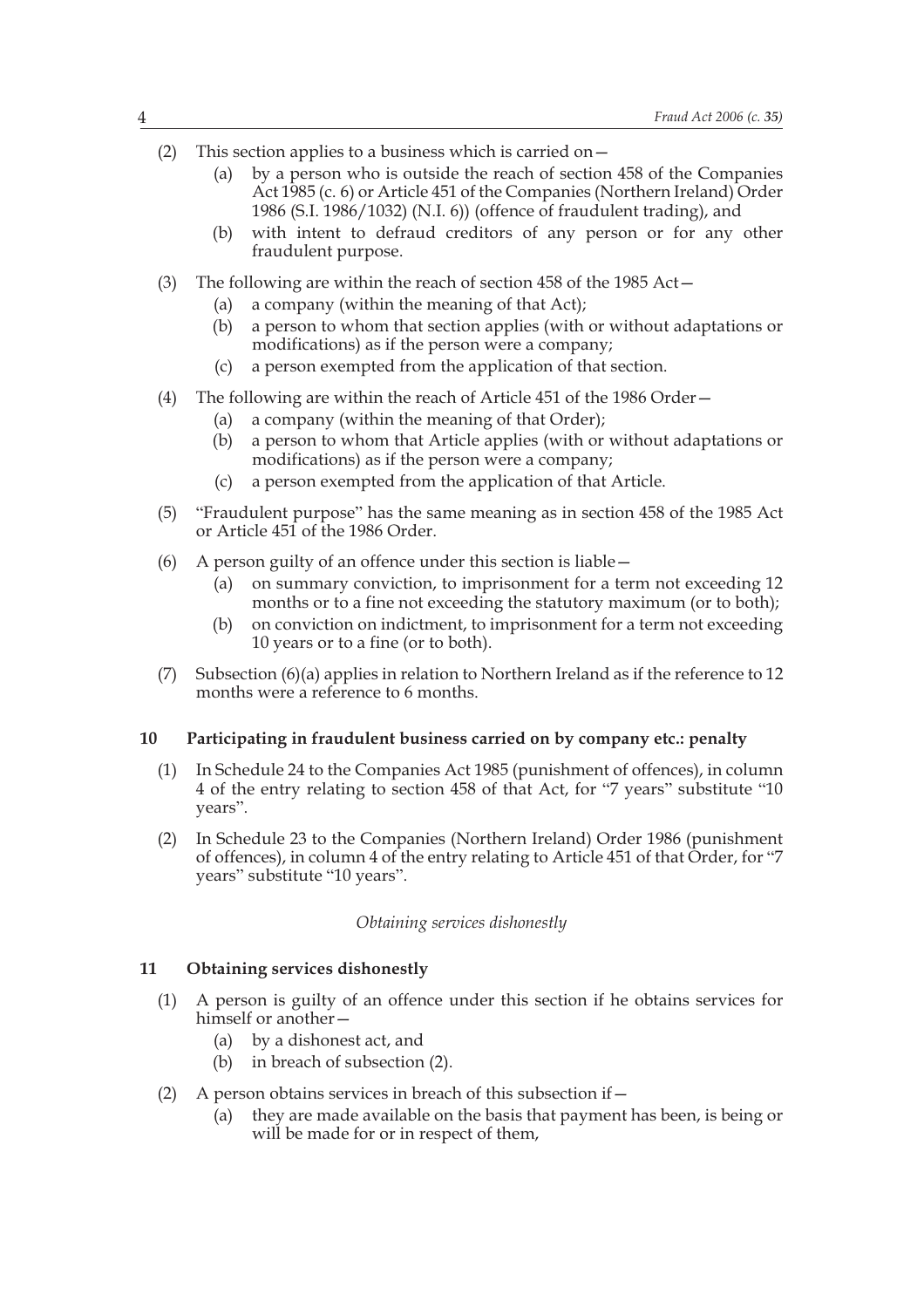(2) This section applies to a business which is carried on—

   (a) by a person who is outside the reach of section 458 of the Companies Act 1985 (c. 6) or Article 451 of the Companies (Northern Ireland) Order 1986 (S.I. 1986/1032) (N.I. 6)) (offence of fraudulent trading), and

   (b) with intent to defraud creditors of any person or for any other fraudulent purpose.

(3) The following are within the reach of section 458 of the 1985 Act—

   (a) a company (within the meaning of that Act);

   (b) a person to whom that section applies (with or without adaptations or modifications) as if the person were a company;

   (c) a person exempted from the application of that section.

(4) The following are within the reach of Article 451 of the 1986 Order—

   (a) a company (within the meaning of that Order);

   (b) a person to whom that Article applies (with or without adaptations or modifications) as if the person were a company;

   (c) a person exempted from the application of that Article.

(5) "Fraudulent purpose" has the same meaning as in section 458 of the 1985 Act or Article 451 of the 1986 Order.

(6) A person guilty of an offence under this section is liable—

   (a) on summary conviction, to imprisonment for a term not exceeding 12 months or to a fine not exceeding the statutory maximum (or to both);

   (b) on conviction on indictment, to imprisonment for a term not exceeding 10 years or to a fine (or to both).

(7) Subsection (6)(a) applies in relation to Northern Ireland as if the reference to 12 months were a reference to 6 months.

### 10 Participating in fraudulent business carried on by company etc.: penalty

(1) In Schedule 24 to the Companies Act 1985 (punishment of offences), in column 4 of the entry relating to section 458 of that Act, for "7 years" substitute "10 years".

(2) In Schedule 23 to the Companies (Northern Ireland) Order 1986 (punishment of offences), in column 4 of the entry relating to Article 451 of that Order, for "7 years" substitute "10 years".

*Obtaining services dishonestly*

### 11 Obtaining services dishonestly

(1) A person is guilty of an offence under this section if he obtains services for himself or another—

   (a) by a dishonest act, and

   (b) in breach of subsection (2).

(2) A person obtains services in breach of this subsection if—

   (a) they are made available on the basis that payment has been, is being or will be made for or in respect of them,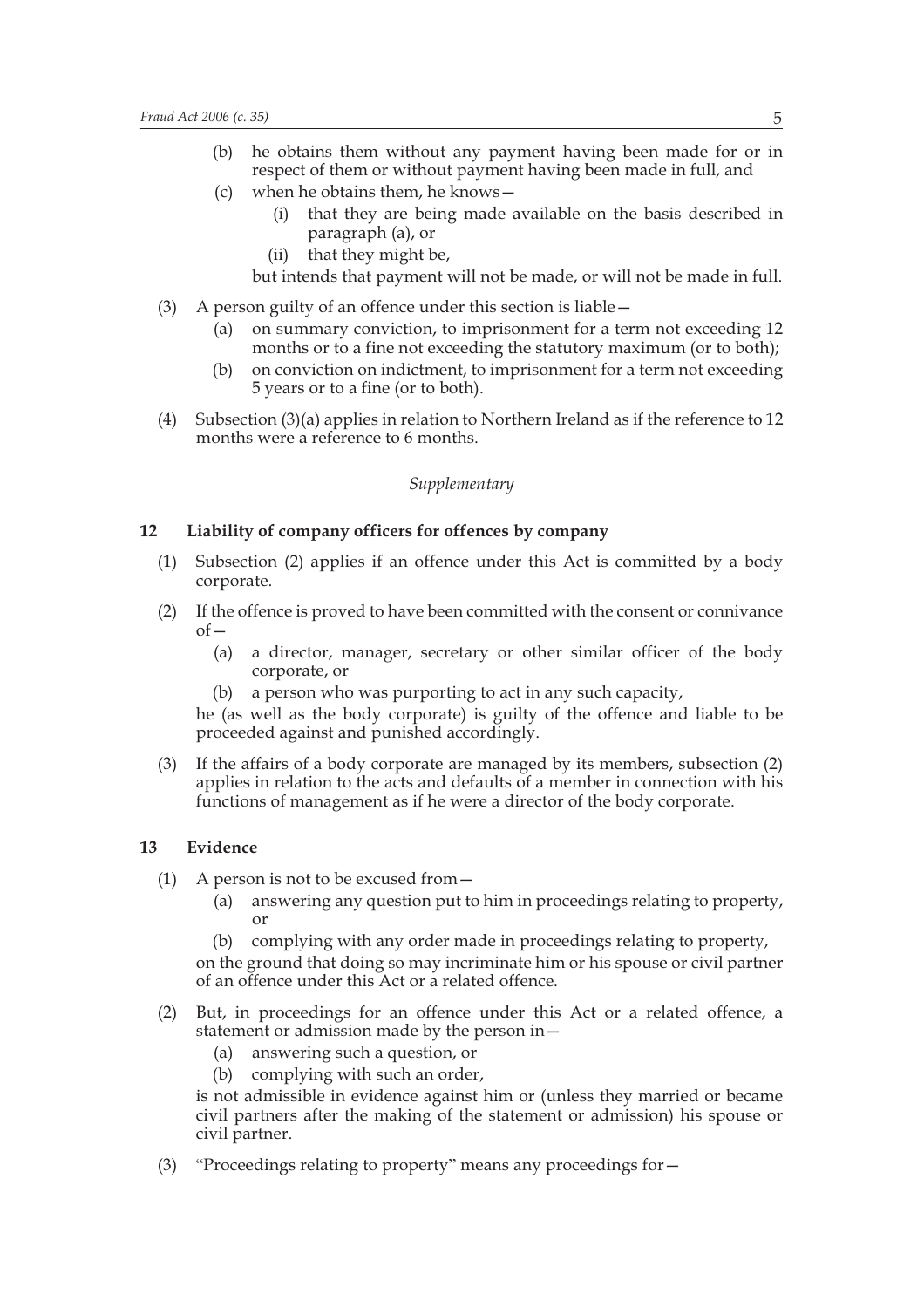(b) he obtains them without any payment having been made for or in respect of them or without payment having been made in full, and

(c) when he obtains them, he knows—

 (i) that they are being made available on the basis described in paragraph (a), or

 (ii) that they might be,

but intends that payment will not be made, or will not be made in full.

(3) A person guilty of an offence under this section is liable—

 (a) on summary conviction, to imprisonment for a term not exceeding 12 months or to a fine not exceeding the statutory maximum (or to both);

 (b) on conviction on indictment, to imprisonment for a term not exceeding 5 years or to a fine (or to both).

(4) Subsection (3)(a) applies in relation to Northern Ireland as if the reference to 12 months were a reference to 6 months.

*Supplementary*

### 12 Liability of company officers for offences by company

(1) Subsection (2) applies if an offence under this Act is committed by a body corporate.

(2) If the offence is proved to have been committed with the consent or connivance of—

 (a) a director, manager, secretary or other similar officer of the body corporate, or

 (b) a person who was purporting to act in any such capacity,

he (as well as the body corporate) is guilty of the offence and liable to be proceeded against and punished accordingly.

(3) If the affairs of a body corporate are managed by its members, subsection (2) applies in relation to the acts and defaults of a member in connection with his functions of management as if he were a director of the body corporate.

### 13 Evidence

(1) A person is not to be excused from—

 (a) answering any question put to him in proceedings relating to property, or

 (b) complying with any order made in proceedings relating to property,

on the ground that doing so may incriminate him or his spouse or civil partner of an offence under this Act or a related offence.

(2) But, in proceedings for an offence under this Act or a related offence, a statement or admission made by the person in—

 (a) answering such a question, or

 (b) complying with such an order,

is not admissible in evidence against him or (unless they married or became civil partners after the making of the statement or admission) his spouse or civil partner.

(3) "Proceedings relating to property" means any proceedings for—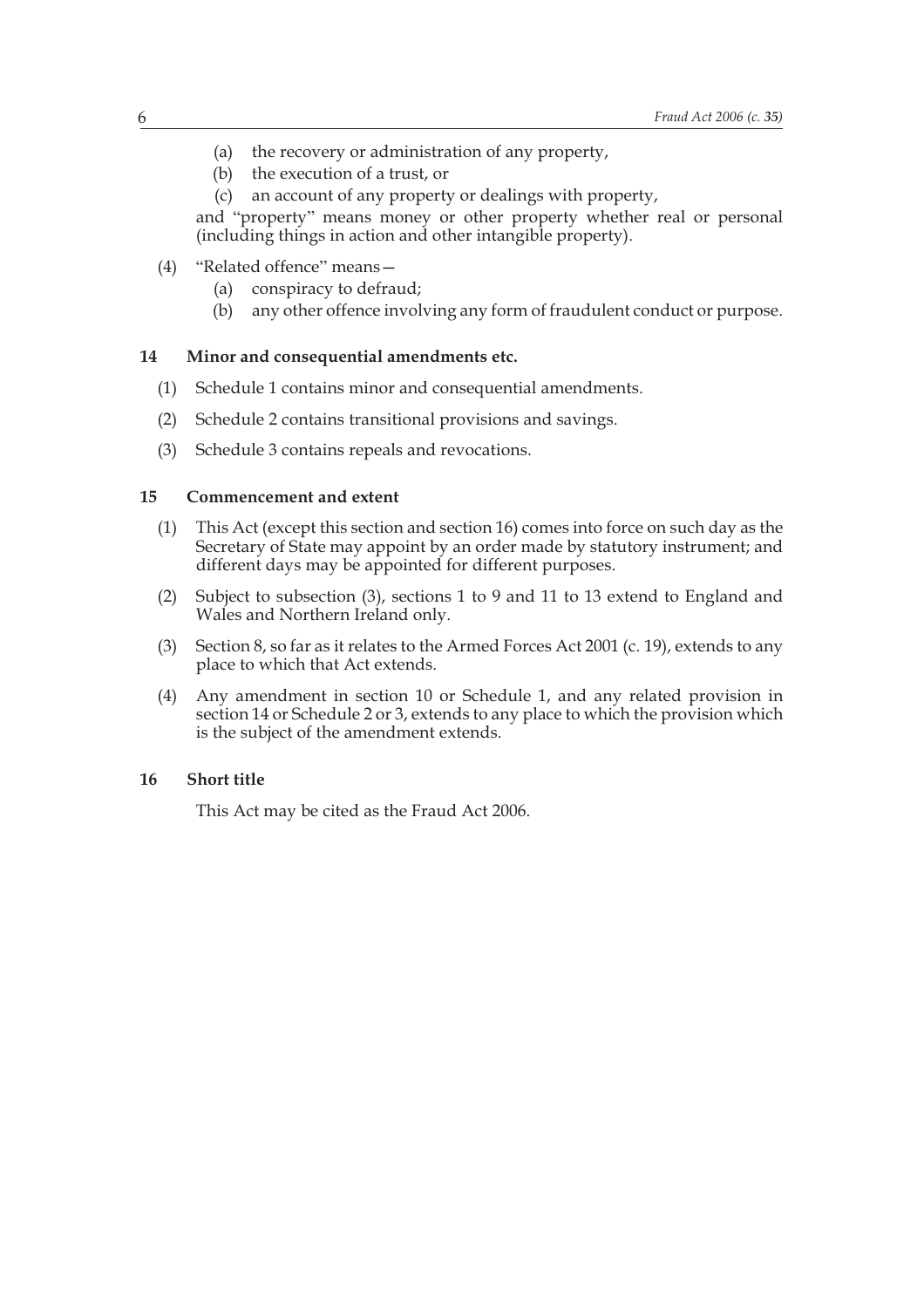(a) the recovery or administration of any property,

(b) the execution of a trust, or

(c) an account of any property or dealings with property,

and "property" means money or other property whether real or personal (including things in action and other intangible property).

(4) "Related offence" means—

(a) conspiracy to defraud;

(b) any other offence involving any form of fraudulent conduct or purpose.

### 14 Minor and consequential amendments etc.

(1) Schedule 1 contains minor and consequential amendments.

(2) Schedule 2 contains transitional provisions and savings.

(3) Schedule 3 contains repeals and revocations.

### 15 Commencement and extent

(1) This Act (except this section and section 16) comes into force on such day as the Secretary of State may appoint by an order made by statutory instrument; and different days may be appointed for different purposes.

(2) Subject to subsection (3), sections 1 to 9 and 11 to 13 extend to England and Wales and Northern Ireland only.

(3) Section 8, so far as it relates to the Armed Forces Act 2001 (c. 19), extends to any place to which that Act extends.

(4) Any amendment in section 10 or Schedule 1, and any related provision in section 14 or Schedule 2 or 3, extends to any place to which the provision which is the subject of the amendment extends.

### 16 Short title

This Act may be cited as the Fraud Act 2006.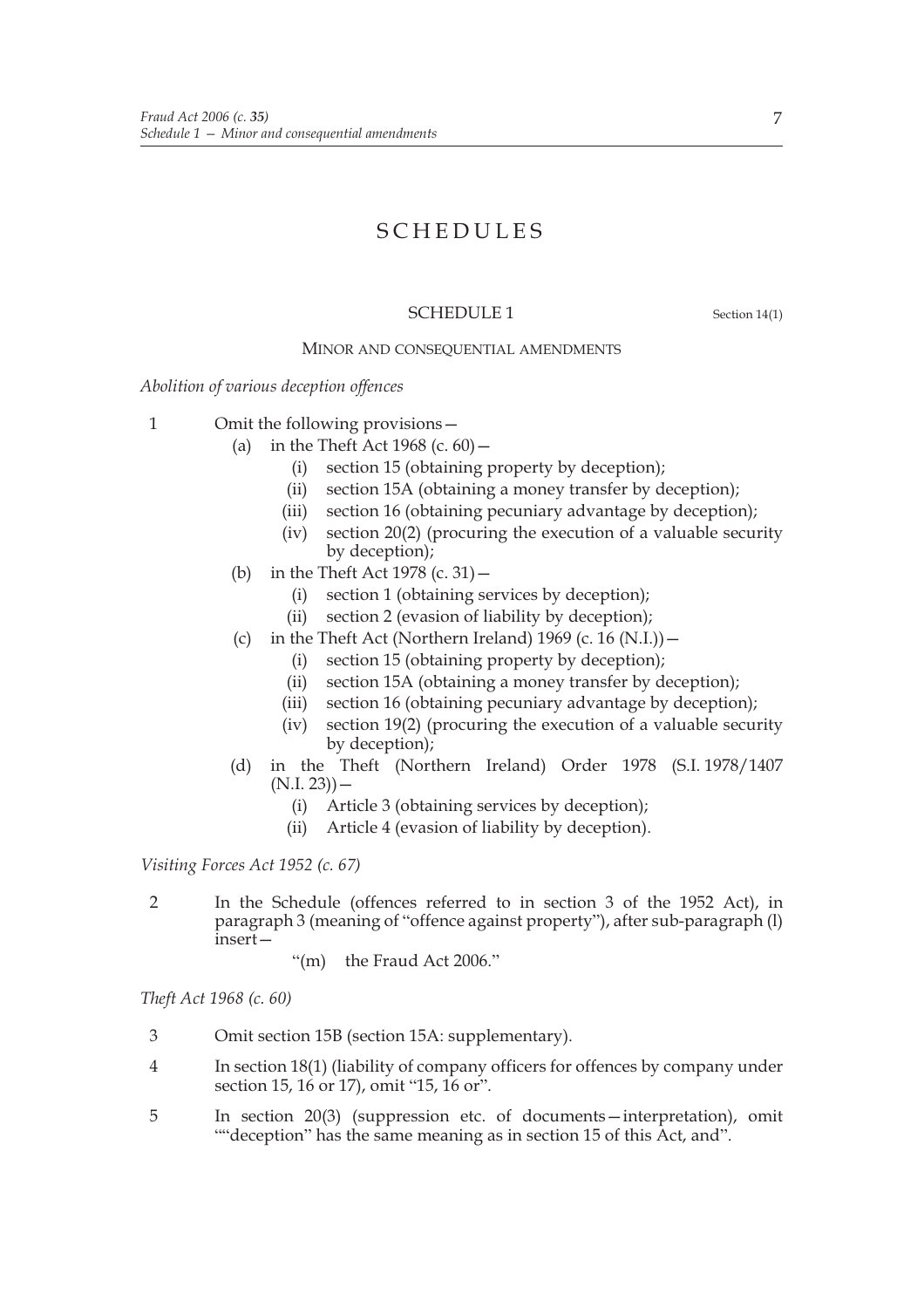# SCHEDULES

## SCHEDULE 1

Section 14(1)

MINOR AND CONSEQUENTIAL AMENDMENTS

*Abolition of various deception offences*

1 Omit the following provisions—

   (a) in the Theft Act 1968 (c. 60)—

      (i) section 15 (obtaining property by deception);

      (ii) section 15A (obtaining a money transfer by deception);

      (iii) section 16 (obtaining pecuniary advantage by deception);

      (iv) section 20(2) (procuring the execution of a valuable security by deception);

   (b) in the Theft Act 1978 (c. 31)—

      (i) section 1 (obtaining services by deception);

      (ii) section 2 (evasion of liability by deception);

   (c) in the Theft Act (Northern Ireland) 1969 (c. 16 (N.I.))—

      (i) section 15 (obtaining property by deception);

      (ii) section 15A (obtaining a money transfer by deception);

      (iii) section 16 (obtaining pecuniary advantage by deception);

      (iv) section 19(2) (procuring the execution of a valuable security by deception);

   (d) in the Theft (Northern Ireland) Order 1978 (S.I. 1978/1407 (N.I. 23))—

      (i) Article 3 (obtaining services by deception);

      (ii) Article 4 (evasion of liability by deception).

*Visiting Forces Act 1952 (c. 67)*

2 In the Schedule (offences referred to in section 3 of the 1952 Act), in paragraph 3 (meaning of "offence against property"), after sub-paragraph (l) insert—

   "(m) the Fraud Act 2006."

*Theft Act 1968 (c. 60)*

3 Omit section 15B (section 15A: supplementary).

4 In section 18(1) (liability of company officers for offences by company under section 15, 16 or 17), omit "15, 16 or".

5 In section 20(3) (suppression etc. of documents—interpretation), omit ""deception" has the same meaning as in section 15 of this Act, and".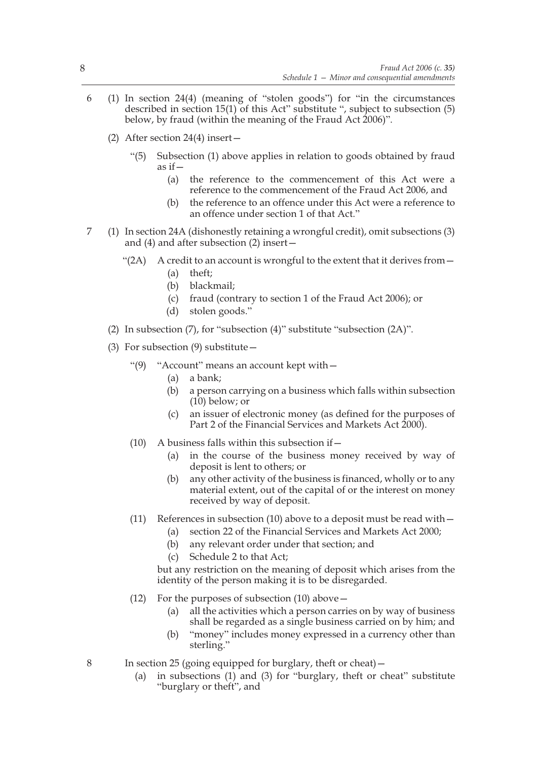6 (1) In section 24(4) (meaning of "stolen goods") for "in the circumstances described in section 15(1) of this Act" substitute ", subject to subsection (5) below, by fraud (within the meaning of the Fraud Act 2006)".

(2) After section 24(4) insert—

"(5) Subsection (1) above applies in relation to goods obtained by fraud as if—

(a) the reference to the commencement of this Act were a reference to the commencement of the Fraud Act 2006, and

(b) the reference to an offence under this Act were a reference to an offence under section 1 of that Act."

7 (1) In section 24A (dishonestly retaining a wrongful credit), omit subsections (3) and (4) and after subsection (2) insert—

"(2A) A credit to an account is wrongful to the extent that it derives from—

(a) theft;

(b) blackmail;

(c) fraud (contrary to section 1 of the Fraud Act 2006); or

(d) stolen goods."

(2) In subsection (7), for "subsection (4)" substitute "subsection (2A)".

(3) For subsection (9) substitute—

"(9) "Account" means an account kept with—

(a) a bank;

(b) a person carrying on a business which falls within subsection (10) below; or

(c) an issuer of electronic money (as defined for the purposes of Part 2 of the Financial Services and Markets Act 2000).

(10) A business falls within this subsection if—

(a) in the course of the business money received by way of deposit is lent to others; or

(b) any other activity of the business is financed, wholly or to any material extent, out of the capital of or the interest on money received by way of deposit.

(11) References in subsection (10) above to a deposit must be read with—

(a) section 22 of the Financial Services and Markets Act 2000;

(b) any relevant order under that section; and

(c) Schedule 2 to that Act;

but any restriction on the meaning of deposit which arises from the identity of the person making it is to be disregarded.

(12) For the purposes of subsection (10) above—

(a) all the activities which a person carries on by way of business shall be regarded as a single business carried on by him; and

(b) "money" includes money expressed in a currency other than sterling."

8 In section 25 (going equipped for burglary, theft or cheat)—

(a) in subsections (1) and (3) for "burglary, theft or cheat" substitute "burglary or theft", and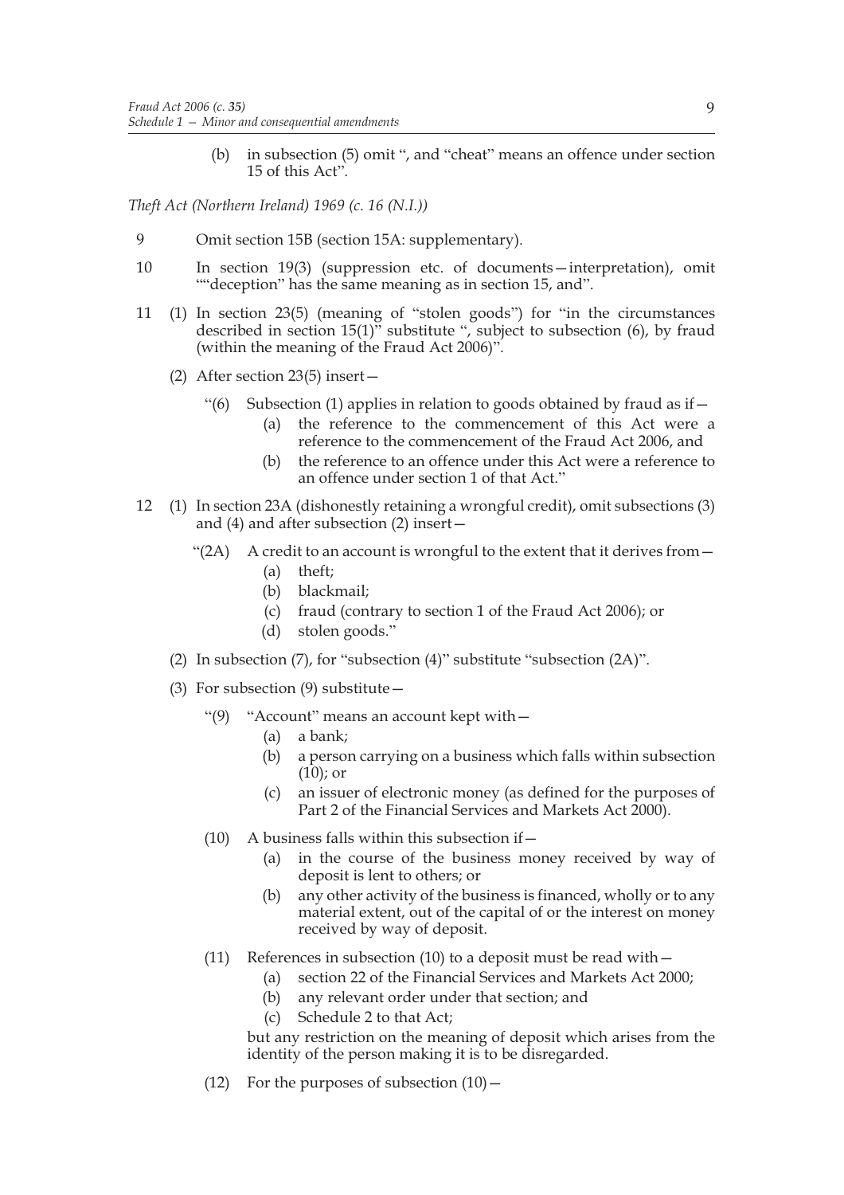(b) in subsection (5) omit ", and "cheat" means an offence under section 15 of this Act".

*Theft Act (Northern Ireland) 1969 (c. 16 (N.I.))*

9 Omit section 15B (section 15A: supplementary).

10 In section 19(3) (suppression etc. of documents—interpretation), omit ""deception" has the same meaning as in section 15, and".

11 (1) In section 23(5) (meaning of "stolen goods") for "in the circumstances described in section 15(1)" substitute ", subject to subsection (6), by fraud (within the meaning of the Fraud Act 2006)".

(2) After section 23(5) insert—

"(6) Subsection (1) applies in relation to goods obtained by fraud as if—

(a) the reference to the commencement of this Act were a reference to the commencement of the Fraud Act 2006, and

(b) the reference to an offence under this Act were a reference to an offence under section 1 of that Act."

12 (1) In section 23A (dishonestly retaining a wrongful credit), omit subsections (3) and (4) and after subsection (2) insert—

"(2A) A credit to an account is wrongful to the extent that it derives from—

(a) theft;

(b) blackmail;

(c) fraud (contrary to section 1 of the Fraud Act 2006); or

(d) stolen goods."

(2) In subsection (7), for "subsection (4)" substitute "subsection (2A)".

(3) For subsection (9) substitute—

"(9) "Account" means an account kept with—

(a) a bank;

(b) a person carrying on a business which falls within subsection (10); or

(c) an issuer of electronic money (as defined for the purposes of Part 2 of the Financial Services and Markets Act 2000).

(10) A business falls within this subsection if—

(a) in the course of the business money received by way of deposit is lent to others; or

(b) any other activity of the business is financed, wholly or to any material extent, out of the capital of or the interest on money received by way of deposit.

(11) References in subsection (10) to a deposit must be read with—

(a) section 22 of the Financial Services and Markets Act 2000;

(b) any relevant order under that section; and

(c) Schedule 2 to that Act;

but any restriction on the meaning of deposit which arises from the identity of the person making it is to be disregarded.

(12) For the purposes of subsection (10)—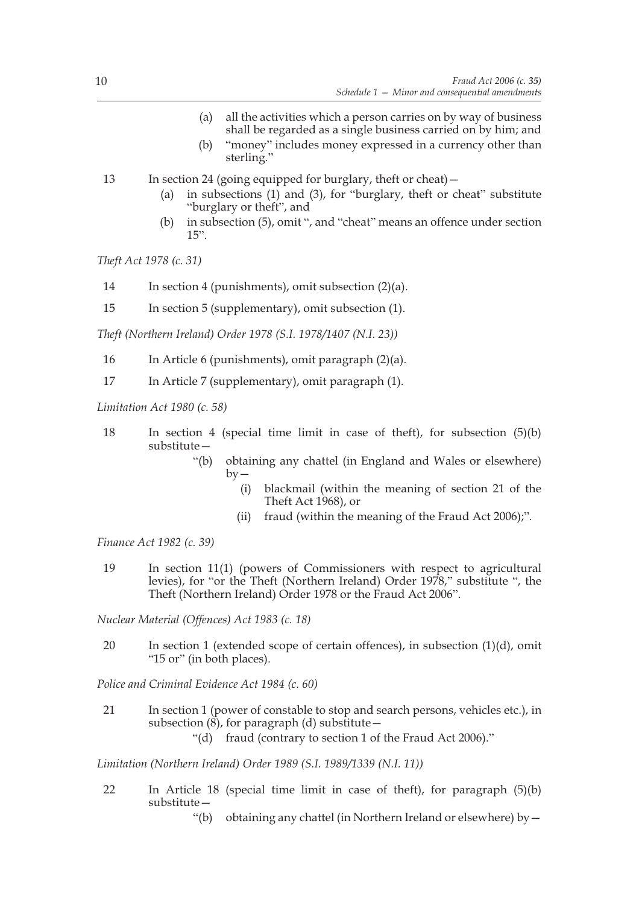(a) all the activities which a person carries on by way of business shall be regarded as a single business carried on by him; and

(b) "money" includes money expressed in a currency other than sterling."

13 In section 24 (going equipped for burglary, theft or cheat)—

(a) in subsections (1) and (3), for "burglary, theft or cheat" substitute "burglary or theft", and

(b) in subsection (5), omit ", and "cheat" means an offence under section 15".

*Theft Act 1978 (c. 31)*

14 In section 4 (punishments), omit subsection (2)(a).

15 In section 5 (supplementary), omit subsection (1).

*Theft (Northern Ireland) Order 1978 (S.I. 1978/1407 (N.I. 23))*

16 In Article 6 (punishments), omit paragraph (2)(a).

17 In Article 7 (supplementary), omit paragraph (1).

*Limitation Act 1980 (c. 58)*

18 In section 4 (special time limit in case of theft), for subsection (5)(b) substitute—

"(b) obtaining any chattel (in England and Wales or elsewhere) by—

(i) blackmail (within the meaning of section 21 of the Theft Act 1968), or

(ii) fraud (within the meaning of the Fraud Act 2006);".

*Finance Act 1982 (c. 39)*

19 In section 11(1) (powers of Commissioners with respect to agricultural levies), for "or the Theft (Northern Ireland) Order 1978," substitute ", the Theft (Northern Ireland) Order 1978 or the Fraud Act 2006".

*Nuclear Material (Offences) Act 1983 (c. 18)*

20 In section 1 (extended scope of certain offences), in subsection (1)(d), omit "15 or" (in both places).

*Police and Criminal Evidence Act 1984 (c. 60)*

21 In section 1 (power of constable to stop and search persons, vehicles etc.), in subsection (8), for paragraph (d) substitute—

"(d) fraud (contrary to section 1 of the Fraud Act 2006)."

*Limitation (Northern Ireland) Order 1989 (S.I. 1989/1339 (N.I. 11))*

22 In Article 18 (special time limit in case of theft), for paragraph (5)(b) substitute—

"(b) obtaining any chattel (in Northern Ireland or elsewhere) by—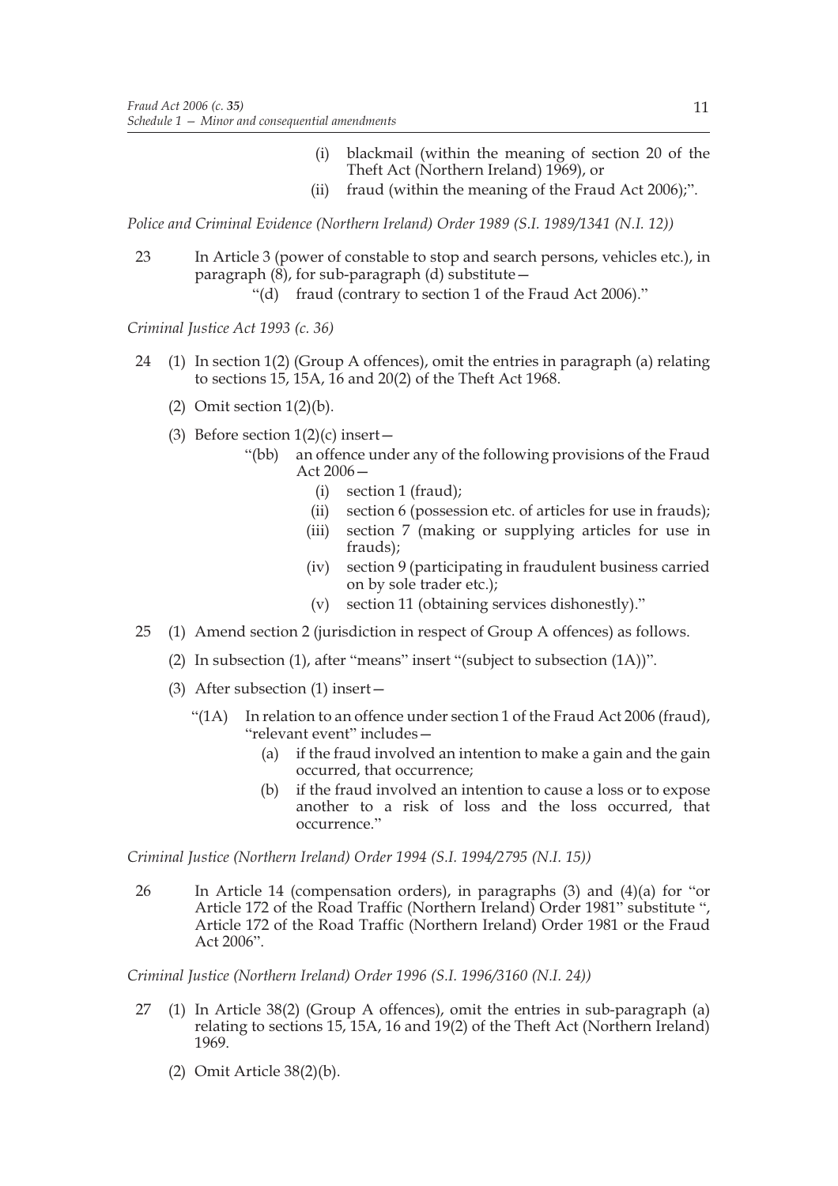(i) blackmail (within the meaning of section 20 of the Theft Act (Northern Ireland) 1969), or

(ii) fraud (within the meaning of the Fraud Act 2006);".

*Police and Criminal Evidence (Northern Ireland) Order 1989 (S.I. 1989/1341 (N.I. 12))*

23 In Article 3 (power of constable to stop and search persons, vehicles etc.), in paragraph (8), for sub-paragraph (d) substitute—

"(d) fraud (contrary to section 1 of the Fraud Act 2006)."

*Criminal Justice Act 1993 (c. 36)*

24 (1) In section 1(2) (Group A offences), omit the entries in paragraph (a) relating to sections 15, 15A, 16 and 20(2) of the Theft Act 1968.

(2) Omit section 1(2)(b).

(3) Before section 1(2)(c) insert—

"(bb) an offence under any of the following provisions of the Fraud Act 2006—

(i) section 1 (fraud);

(ii) section 6 (possession etc. of articles for use in frauds);

(iii) section 7 (making or supplying articles for use in frauds);

(iv) section 9 (participating in fraudulent business carried on by sole trader etc.);

(v) section 11 (obtaining services dishonestly)."

25 (1) Amend section 2 (jurisdiction in respect of Group A offences) as follows.

(2) In subsection (1), after "means" insert "(subject to subsection (1A))".

(3) After subsection (1) insert—

"(1A) In relation to an offence under section 1 of the Fraud Act 2006 (fraud), "relevant event" includes—

(a) if the fraud involved an intention to make a gain and the gain occurred, that occurrence;

(b) if the fraud involved an intention to cause a loss or to expose another to a risk of loss and the loss occurred, that occurrence."

*Criminal Justice (Northern Ireland) Order 1994 (S.I. 1994/2795 (N.I. 15))*

26 In Article 14 (compensation orders), in paragraphs (3) and (4)(a) for "or Article 172 of the Road Traffic (Northern Ireland) Order 1981" substitute ", Article 172 of the Road Traffic (Northern Ireland) Order 1981 or the Fraud Act 2006".

*Criminal Justice (Northern Ireland) Order 1996 (S.I. 1996/3160 (N.I. 24))*

27 (1) In Article 38(2) (Group A offences), omit the entries in sub-paragraph (a) relating to sections 15, 15A, 16 and 19(2) of the Theft Act (Northern Ireland) 1969.

(2) Omit Article 38(2)(b).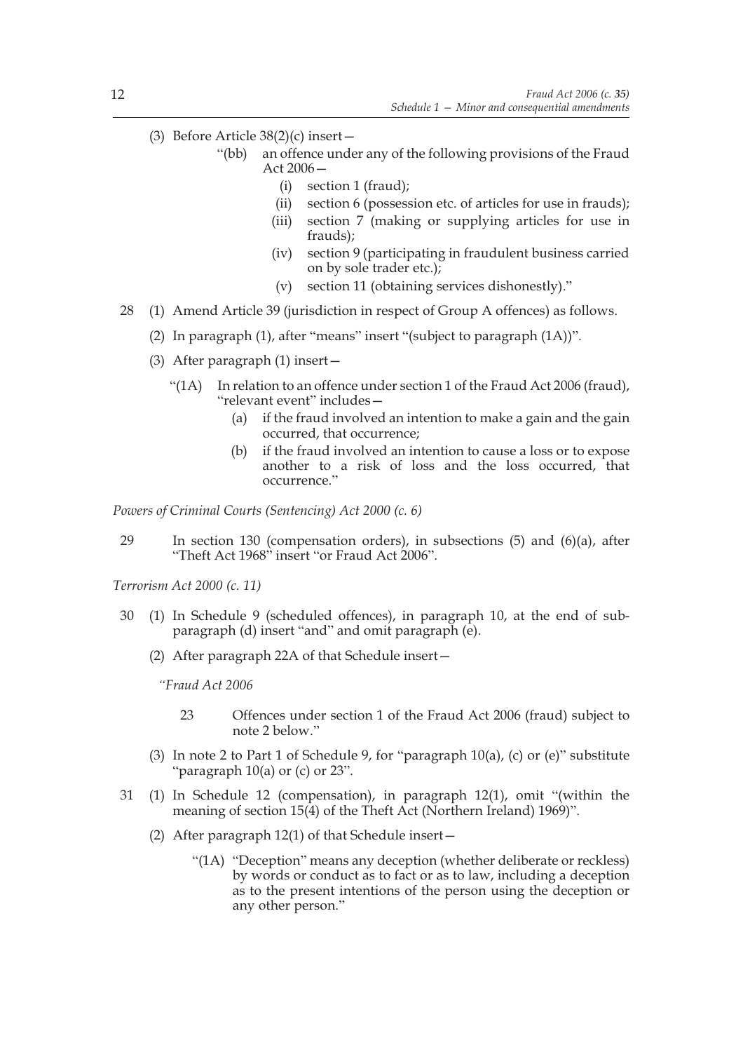(3) Before Article 38(2)(c) insert—

> "(bb) an offence under any of the following provisions of the Fraud Act 2006—
>
> (i) section 1 (fraud);
>
> (ii) section 6 (possession etc. of articles for use in frauds);
>
> (iii) section 7 (making or supplying articles for use in frauds);
>
> (iv) section 9 (participating in fraudulent business carried on by sole trader etc.);
>
> (v) section 11 (obtaining services dishonestly)."

28 (1) Amend Article 39 (jurisdiction in respect of Group A offences) as follows.

(2) In paragraph (1), after "means" insert "(subject to paragraph (1A))".

(3) After paragraph (1) insert—

> "(1A) In relation to an offence under section 1 of the Fraud Act 2006 (fraud), "relevant event" includes—
>
> (a) if the fraud involved an intention to make a gain and the gain occurred, that occurrence;
>
> (b) if the fraud involved an intention to cause a loss or to expose another to a risk of loss and the loss occurred, that occurrence."

*Powers of Criminal Courts (Sentencing) Act 2000 (c. 6)*

29 In section 130 (compensation orders), in subsections (5) and (6)(a), after "Theft Act 1968" insert "or Fraud Act 2006".

*Terrorism Act 2000 (c. 11)*

30 (1) In Schedule 9 (scheduled offences), in paragraph 10, at the end of sub-paragraph (d) insert "and" and omit paragraph (e).

(2) After paragraph 22A of that Schedule insert—

> *"Fraud Act 2006*
>
> 23 Offences under section 1 of the Fraud Act 2006 (fraud) subject to note 2 below."

(3) In note 2 to Part 1 of Schedule 9, for "paragraph 10(a), (c) or (e)" substitute "paragraph 10(a) or (c) or 23".

31 (1) In Schedule 12 (compensation), in paragraph 12(1), omit "(within the meaning of section 15(4) of the Theft Act (Northern Ireland) 1969)".

(2) After paragraph 12(1) of that Schedule insert—

> "(1A) "Deception" means any deception (whether deliberate or reckless) by words or conduct as to fact or as to law, including a deception as to the present intentions of the person using the deception or any other person."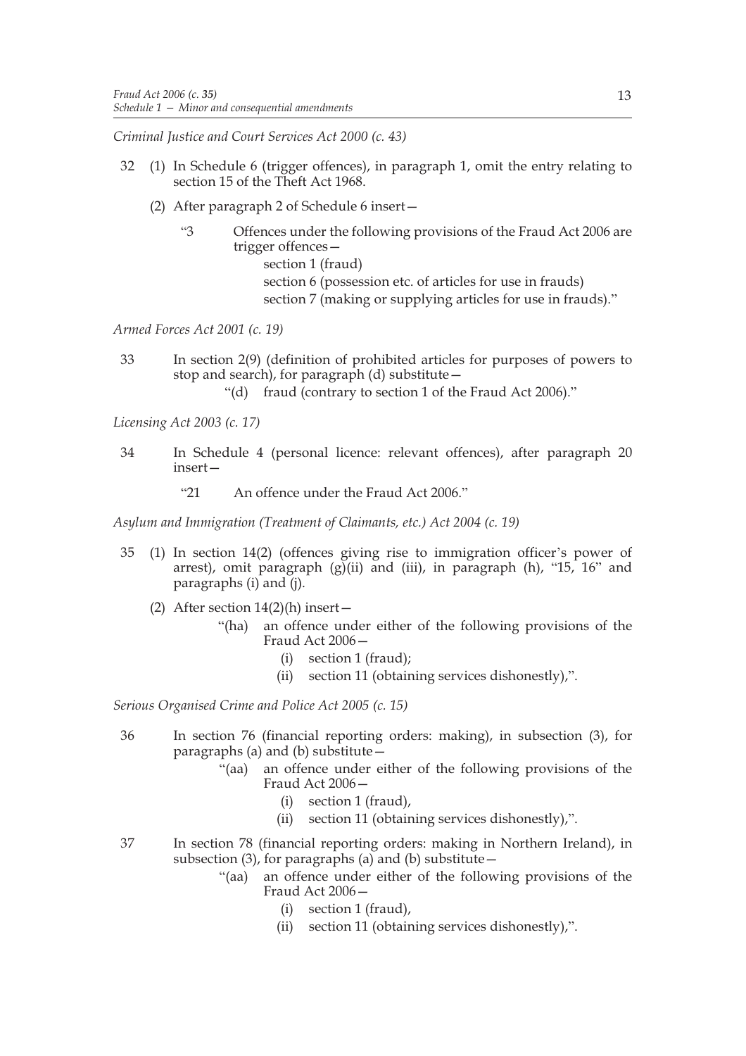*Criminal Justice and Court Services Act 2000 (c. 43)*

32 (1) In Schedule 6 (trigger offences), in paragraph 1, omit the entry relating to section 15 of the Theft Act 1968.

(2) After paragraph 2 of Schedule 6 insert—

> "3 Offences under the following provisions of the Fraud Act 2006 are trigger offences—
>
> section 1 (fraud)
>
> section 6 (possession etc. of articles for use in frauds)
>
> section 7 (making or supplying articles for use in frauds)."

*Armed Forces Act 2001 (c. 19)*

33 In section 2(9) (definition of prohibited articles for purposes of powers to stop and search), for paragraph (d) substitute—

> "(d) fraud (contrary to section 1 of the Fraud Act 2006)."

*Licensing Act 2003 (c. 17)*

34 In Schedule 4 (personal licence: relevant offences), after paragraph 20 insert—

> "21 An offence under the Fraud Act 2006."

*Asylum and Immigration (Treatment of Claimants, etc.) Act 2004 (c. 19)*

35 (1) In section 14(2) (offences giving rise to immigration officer's power of arrest), omit paragraph (g)(ii) and (iii), in paragraph (h), "15, 16" and paragraphs (i) and (j).

(2) After section 14(2)(h) insert—

> "(ha) an offence under either of the following provisions of the Fraud Act 2006—
>
> (i) section 1 (fraud);
>
> (ii) section 11 (obtaining services dishonestly),".

*Serious Organised Crime and Police Act 2005 (c. 15)*

36 In section 76 (financial reporting orders: making), in subsection (3), for paragraphs (a) and (b) substitute—

> "(aa) an offence under either of the following provisions of the Fraud Act 2006—
>
> (i) section 1 (fraud),
>
> (ii) section 11 (obtaining services dishonestly),".

37 In section 78 (financial reporting orders: making in Northern Ireland), in subsection (3), for paragraphs (a) and (b) substitute—

> "(aa) an offence under either of the following provisions of the Fraud Act 2006—
>
> (i) section 1 (fraud),
>
> (ii) section 11 (obtaining services dishonestly),".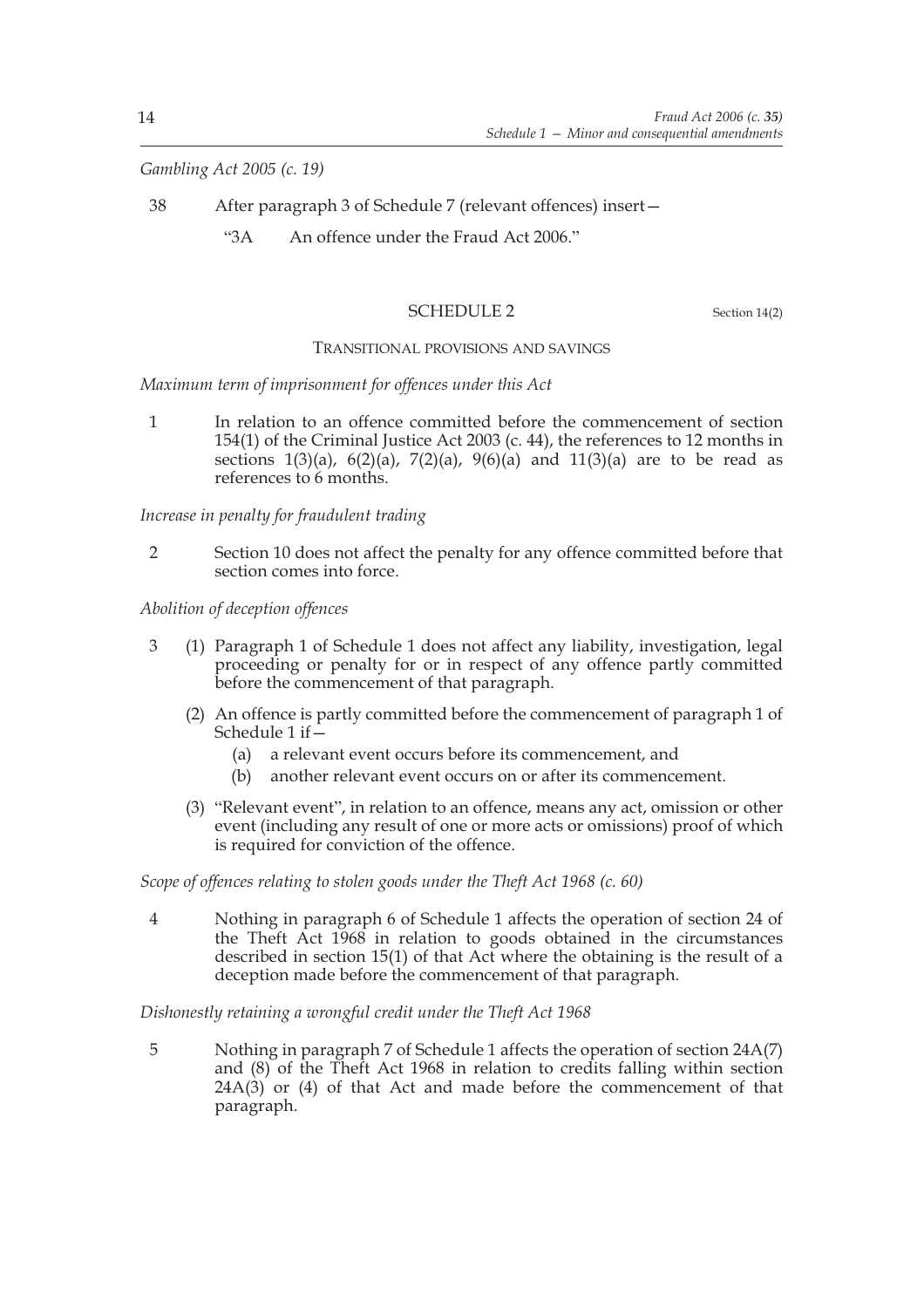*Gambling Act 2005 (c. 19)*

38 After paragraph 3 of Schedule 7 (relevant offences) insert—

"3A An offence under the Fraud Act 2006."

## SCHEDULE 2

Section 14(2)

### TRANSITIONAL PROVISIONS AND SAVINGS

*Maximum term of imprisonment for offences under this Act*

1 In relation to an offence committed before the commencement of section 154(1) of the Criminal Justice Act 2003 (c. 44), the references to 12 months in sections 1(3)(a), 6(2)(a), 7(2)(a), 9(6)(a) and 11(3)(a) are to be read as references to 6 months.

*Increase in penalty for fraudulent trading*

2 Section 10 does not affect the penalty for any offence committed before that section comes into force.

*Abolition of deception offences*

3 (1) Paragraph 1 of Schedule 1 does not affect any liability, investigation, legal proceeding or penalty for or in respect of any offence partly committed before the commencement of that paragraph.

(2) An offence is partly committed before the commencement of paragraph 1 of Schedule 1 if—

(a) a relevant event occurs before its commencement, and

(b) another relevant event occurs on or after its commencement.

(3) "Relevant event", in relation to an offence, means any act, omission or other event (including any result of one or more acts or omissions) proof of which is required for conviction of the offence.

*Scope of offences relating to stolen goods under the Theft Act 1968 (c. 60)*

4 Nothing in paragraph 6 of Schedule 1 affects the operation of section 24 of the Theft Act 1968 in relation to goods obtained in the circumstances described in section 15(1) of that Act where the obtaining is the result of a deception made before the commencement of that paragraph.

*Dishonestly retaining a wrongful credit under the Theft Act 1968*

5 Nothing in paragraph 7 of Schedule 1 affects the operation of section 24A(7) and (8) of the Theft Act 1968 in relation to credits falling within section 24A(3) or (4) of that Act and made before the commencement of that paragraph.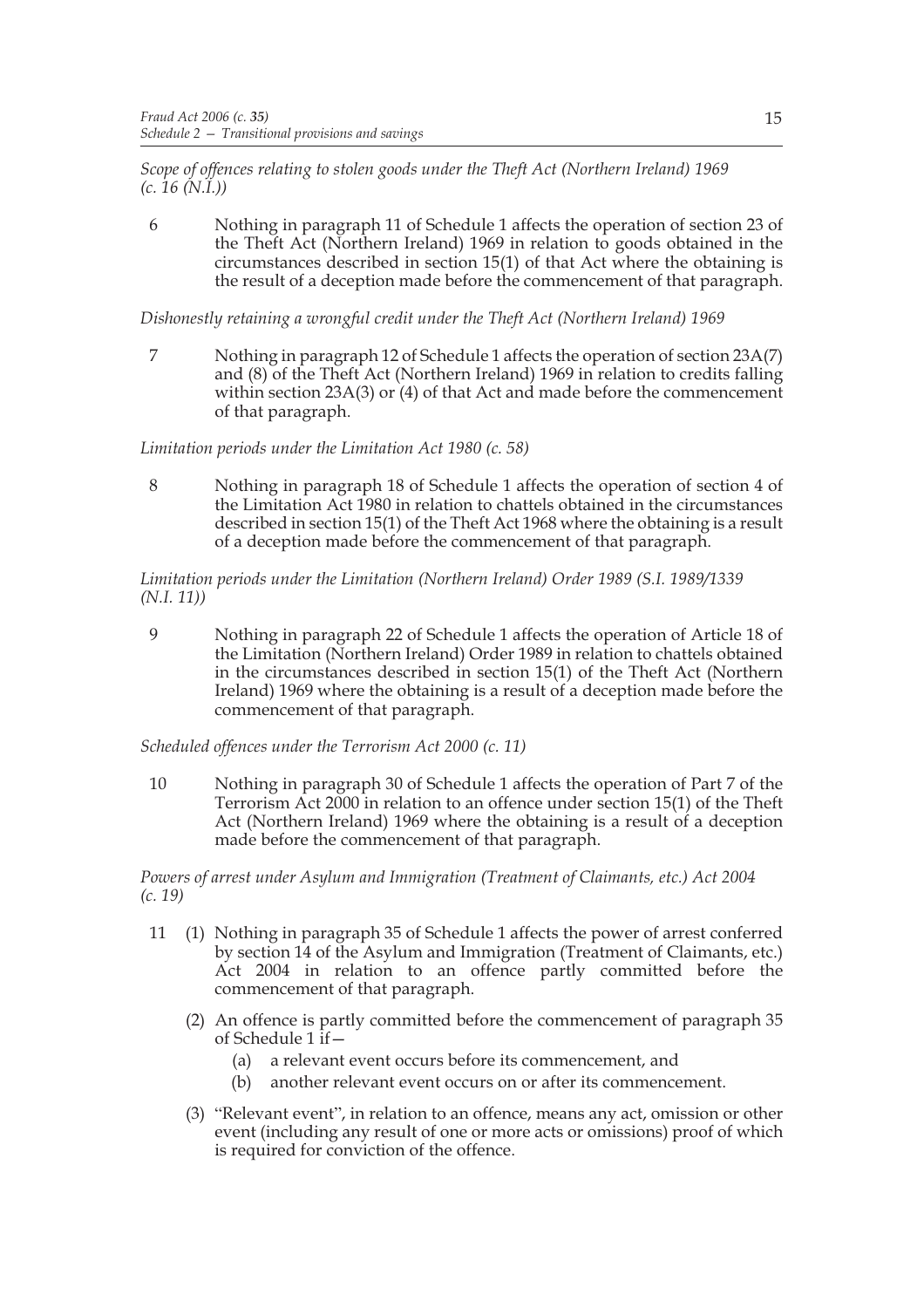*Scope of offences relating to stolen goods under the Theft Act (Northern Ireland) 1969 (c. 16 (N.I.))*

6 Nothing in paragraph 11 of Schedule 1 affects the operation of section 23 of the Theft Act (Northern Ireland) 1969 in relation to goods obtained in the circumstances described in section 15(1) of that Act where the obtaining is the result of a deception made before the commencement of that paragraph.

*Dishonestly retaining a wrongful credit under the Theft Act (Northern Ireland) 1969*

7 Nothing in paragraph 12 of Schedule 1 affects the operation of section 23A(7) and (8) of the Theft Act (Northern Ireland) 1969 in relation to credits falling within section 23A(3) or (4) of that Act and made before the commencement of that paragraph.

*Limitation periods under the Limitation Act 1980 (c. 58)*

8 Nothing in paragraph 18 of Schedule 1 affects the operation of section 4 of the Limitation Act 1980 in relation to chattels obtained in the circumstances described in section 15(1) of the Theft Act 1968 where the obtaining is a result of a deception made before the commencement of that paragraph.

*Limitation periods under the Limitation (Northern Ireland) Order 1989 (S.I. 1989/1339 (N.I. 11))*

9 Nothing in paragraph 22 of Schedule 1 affects the operation of Article 18 of the Limitation (Northern Ireland) Order 1989 in relation to chattels obtained in the circumstances described in section 15(1) of the Theft Act (Northern Ireland) 1969 where the obtaining is a result of a deception made before the commencement of that paragraph.

*Scheduled offences under the Terrorism Act 2000 (c. 11)*

10 Nothing in paragraph 30 of Schedule 1 affects the operation of Part 7 of the Terrorism Act 2000 in relation to an offence under section 15(1) of the Theft Act (Northern Ireland) 1969 where the obtaining is a result of a deception made before the commencement of that paragraph.

*Powers of arrest under Asylum and Immigration (Treatment of Claimants, etc.) Act 2004 (c. 19)*

11 (1) Nothing in paragraph 35 of Schedule 1 affects the power of arrest conferred by section 14 of the Asylum and Immigration (Treatment of Claimants, etc.) Act 2004 in relation to an offence partly committed before the commencement of that paragraph.

(2) An offence is partly committed before the commencement of paragraph 35 of Schedule 1 if—

(a) a relevant event occurs before its commencement, and

(b) another relevant event occurs on or after its commencement.

(3) "Relevant event", in relation to an offence, means any act, omission or other event (including any result of one or more acts or omissions) proof of which is required for conviction of the offence.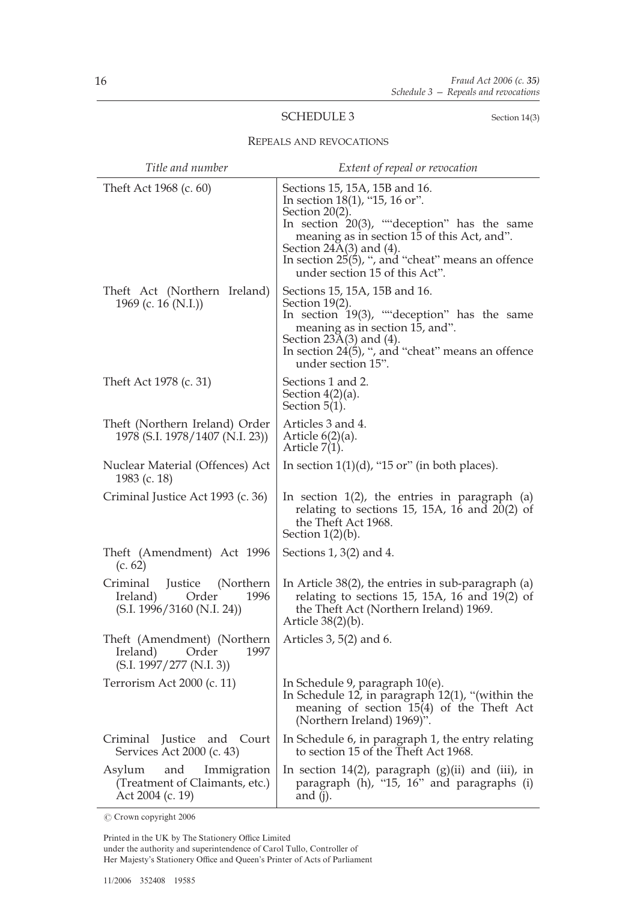## SCHEDULE 3

Section 14(3)

### REPEALS AND REVOCATIONS

| *Title and number* | *Extent of repeal or revocation* |
|---|---|
| Theft Act 1968 (c. 60) | Sections 15, 15A, 15B and 16.<br>In section 18(1), "15, 16 or".<br>Section 20(2).<br>In section 20(3), ""deception" has the same meaning as in section 15 of this Act, and".<br>Section 24A(3) and (4).<br>In section 25(5), ", and "cheat" means an offence under section 15 of this Act". |
| Theft Act (Northern Ireland) 1969 (c. 16 (N.I.)) | Sections 15, 15A, 15B and 16.<br>Section 19(2).<br>In section 19(3), ""deception" has the same meaning as in section 15, and".<br>Section 23A(3) and (4).<br>In section 24(5), ", and "cheat" means an offence under section 15". |
| Theft Act 1978 (c. 31) | Sections 1 and 2.<br>Section 4(2)(a).<br>Section 5(1). |
| Theft (Northern Ireland) Order 1978 (S.I. 1978/1407 (N.I. 23)) | Articles 3 and 4.<br>Article 6(2)(a).<br>Article 7(1). |
| Nuclear Material (Offences) Act 1983 (c. 18) | In section 1(1)(d), "15 or" (in both places). |
| Criminal Justice Act 1993 (c. 36) | In section 1(2), the entries in paragraph (a) relating to sections 15, 15A, 16 and 20(2) of the Theft Act 1968.<br>Section 1(2)(b). |
| Theft (Amendment) Act 1996 (c. 62) | Sections 1, 3(2) and 4. |
| Criminal Justice (Northern Ireland) Order 1996 (S.I. 1996/3160 (N.I. 24)) | In Article 38(2), the entries in sub-paragraph (a) relating to sections 15, 15A, 16 and 19(2) of the Theft Act (Northern Ireland) 1969.<br>Article 38(2)(b). |
| Theft (Amendment) (Northern Ireland) Order 1997 (S.I. 1997/277 (N.I. 3)) | Articles 3, 5(2) and 6. |
| Terrorism Act 2000 (c. 11) | In Schedule 9, paragraph 10(e).<br>In Schedule 12, in paragraph 12(1), "(within the meaning of section 15(4) of the Theft Act (Northern Ireland) 1969)". |
| Criminal Justice and Court Services Act 2000 (c. 43) | In Schedule 6, in paragraph 1, the entry relating to section 15 of the Theft Act 1968. |
| Asylum and Immigration (Treatment of Claimants, etc.) Act 2004 (c. 19) | In section 14(2), paragraph (g)(ii) and (iii), in paragraph (h), "15, 16" and paragraphs (i) and (j). |

© Crown copyright 2006

Printed in the UK by The Stationery Office Limited
under the authority and superintendence of Carol Tullo, Controller of
Her Majesty's Stationery Office and Queen's Printer of Acts of Parliament

11/2006 352408 19585